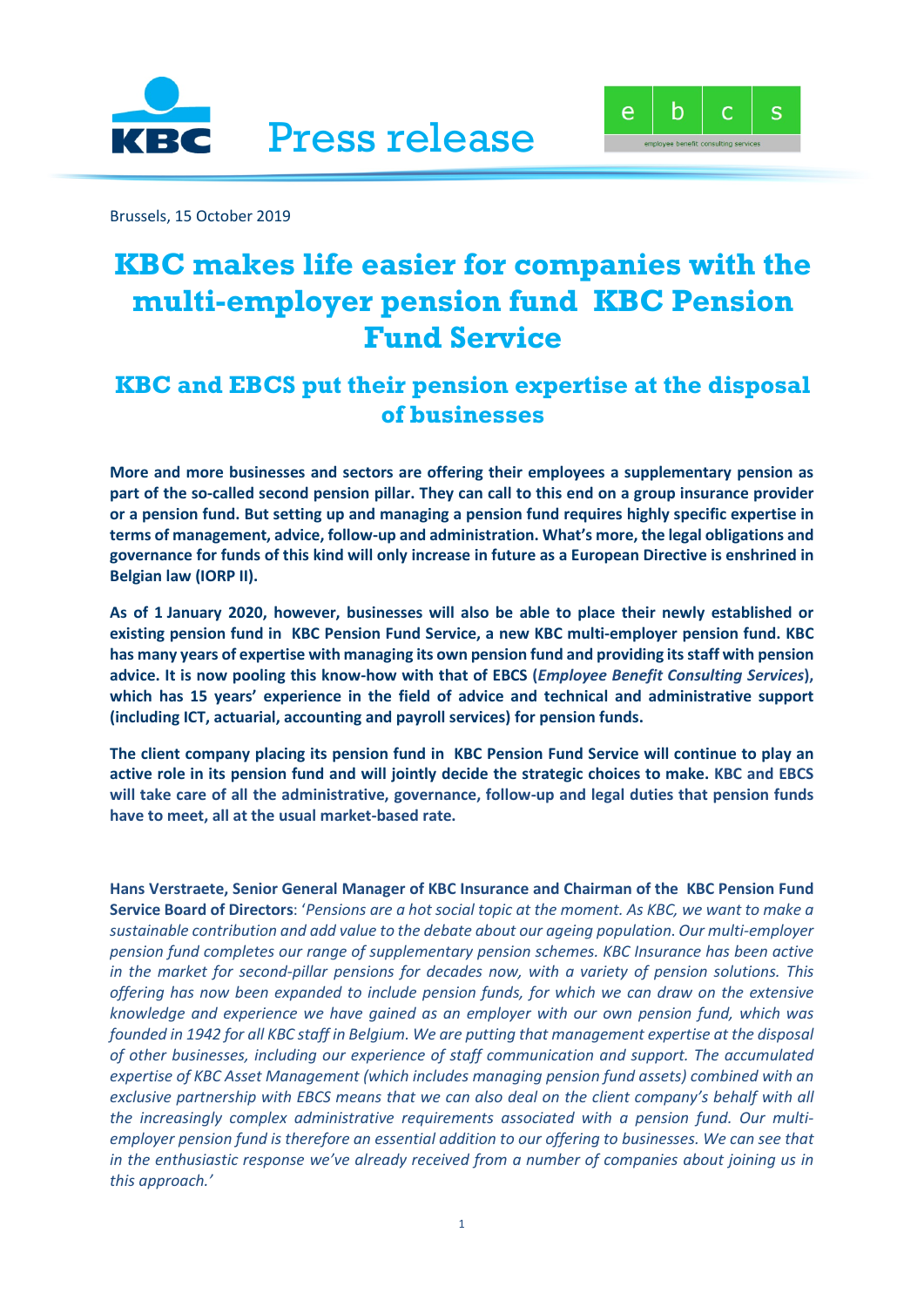Press release

Brussels, 15 October 2019

# KBC makes life easier for companies with the multi-employer pension fund KBC Pension Fund Service

## KBC and EBCS put their pension expertise at the disposal of businesses

**More and more businesses and sectors are offering their employees a supplementary pension as part of the so-called second pension pillar. They can call to this end on a group insurance provider or a pension fund. But setting up and managing a pension fund requires highly specific expertise in terms of management, advice, follow-up and administration. What's more, the legal obligations and governance for funds of this kind will only increase in future as a European Directive is enshrined in Belgian law (IORP II).**

**As of 1 January 2020, however, businesses will also be able to place their newly established or existing pension fund in KBC Pension Fund Service, a new KBC multi-employer pension fund. KBC has many years of expertise with managing its own pension fund and providing its staff with pension advice. It is now pooling this know-how with that of EBCS (*Employee Benefit Consulting Services*), which has 15 years' experience in the field of advice and technical and administrative support (including ICT, actuarial, accounting and payroll services) for pension funds.**

**The client company placing its pension fund in KBC Pension Fund Service will continue to play an active role in its pension fund and will jointly decide the strategic choices to make. KBC and EBCS will take care of all the administrative, governance, follow-up and legal duties that pension funds have to meet, all at the usual market-based rate.**

**Hans Verstraete, Senior General Manager of KBC Insurance and Chairman of the KBC Pension Fund Service Board of Directors**: '*Pensions are a hot social topic at the moment. As KBC, we want to make a sustainable contribution and add value to the debate about our ageing population. Our multi-employer pension fund completes our range of supplementary pension schemes. KBC Insurance has been active in the market for second-pillar pensions for decades now, with a variety of pension solutions. This offering has now been expanded to include pension funds, for which we can draw on the extensive knowledge and experience we have gained as an employer with our own pension fund, which was founded in 1942 for all KBC staff in Belgium. We are putting that management expertise at the disposal of other businesses, including our experience of staff communication and support. The accumulated expertise of KBC Asset Management (which includes managing pension fund assets) combined with an exclusive partnership with EBCS means that we can also deal on the client company's behalf with all the increasingly complex administrative requirements associated with a pension fund. Our multi-employer pension fund is therefore an essential addition to our offering to businesses. We can see that in the enthusiastic response we've already received from a number of companies about joining us in this approach.*'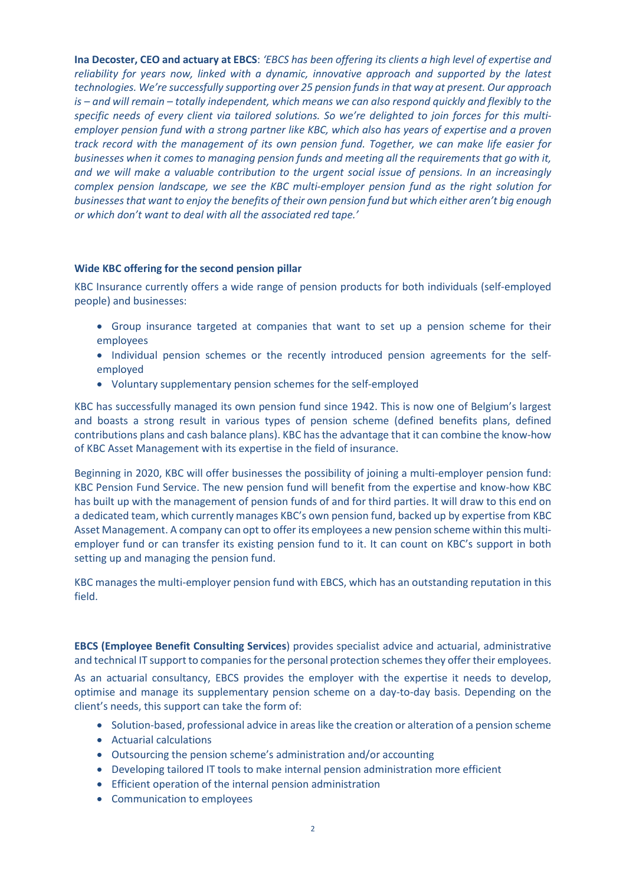**Ina Decoster, CEO and actuary at EBCS**: *'EBCS has been offering its clients a high level of expertise and reliability for years now, linked with a dynamic, innovative approach and supported by the latest technologies. We're successfully supporting over 25 pension funds in that way at present. Our approach is – and will remain – totally independent, which means we can also respond quickly and flexibly to the specific needs of every client via tailored solutions. So we're delighted to join forces for this multi-employer pension fund with a strong partner like KBC, which also has years of expertise and a proven track record with the management of its own pension fund. Together, we can make life easier for businesses when it comes to managing pension funds and meeting all the requirements that go with it, and we will make a valuable contribution to the urgent social issue of pensions. In an increasingly complex pension landscape, we see the KBC multi-employer pension fund as the right solution for businesses that want to enjoy the benefits of their own pension fund but which either aren't big enough or which don't want to deal with all the associated red tape.'*

**Wide KBC offering for the second pension pillar**

KBC Insurance currently offers a wide range of pension products for both individuals (self-employed people) and businesses:

- Group insurance targeted at companies that want to set up a pension scheme for their employees
- Individual pension schemes or the recently introduced pension agreements for the self-employed
- Voluntary supplementary pension schemes for the self-employed

KBC has successfully managed its own pension fund since 1942. This is now one of Belgium's largest and boasts a strong result in various types of pension scheme (defined benefits plans, defined contributions plans and cash balance plans). KBC has the advantage that it can combine the know-how of KBC Asset Management with its expertise in the field of insurance.

Beginning in 2020, KBC will offer businesses the possibility of joining a multi-employer pension fund: KBC Pension Fund Service. The new pension fund will benefit from the expertise and know-how KBC has built up with the management of pension funds of and for third parties. It will draw to this end on a dedicated team, which currently manages KBC's own pension fund, backed up by expertise from KBC Asset Management. A company can opt to offer its employees a new pension scheme within this multi-employer fund or can transfer its existing pension fund to it. It can count on KBC's support in both setting up and managing the pension fund.

KBC manages the multi-employer pension fund with EBCS, which has an outstanding reputation in this field.

**EBCS (Employee Benefit Consulting Services**) provides specialist advice and actuarial, administrative and technical IT support to companies for the personal protection schemes they offer their employees.

As an actuarial consultancy, EBCS provides the employer with the expertise it needs to develop, optimise and manage its supplementary pension scheme on a day-to-day basis. Depending on the client's needs, this support can take the form of:

- Solution-based, professional advice in areas like the creation or alteration of a pension scheme
- Actuarial calculations
- Outsourcing the pension scheme's administration and/or accounting
- Developing tailored IT tools to make internal pension administration more efficient
- Efficient operation of the internal pension administration
- Communication to employees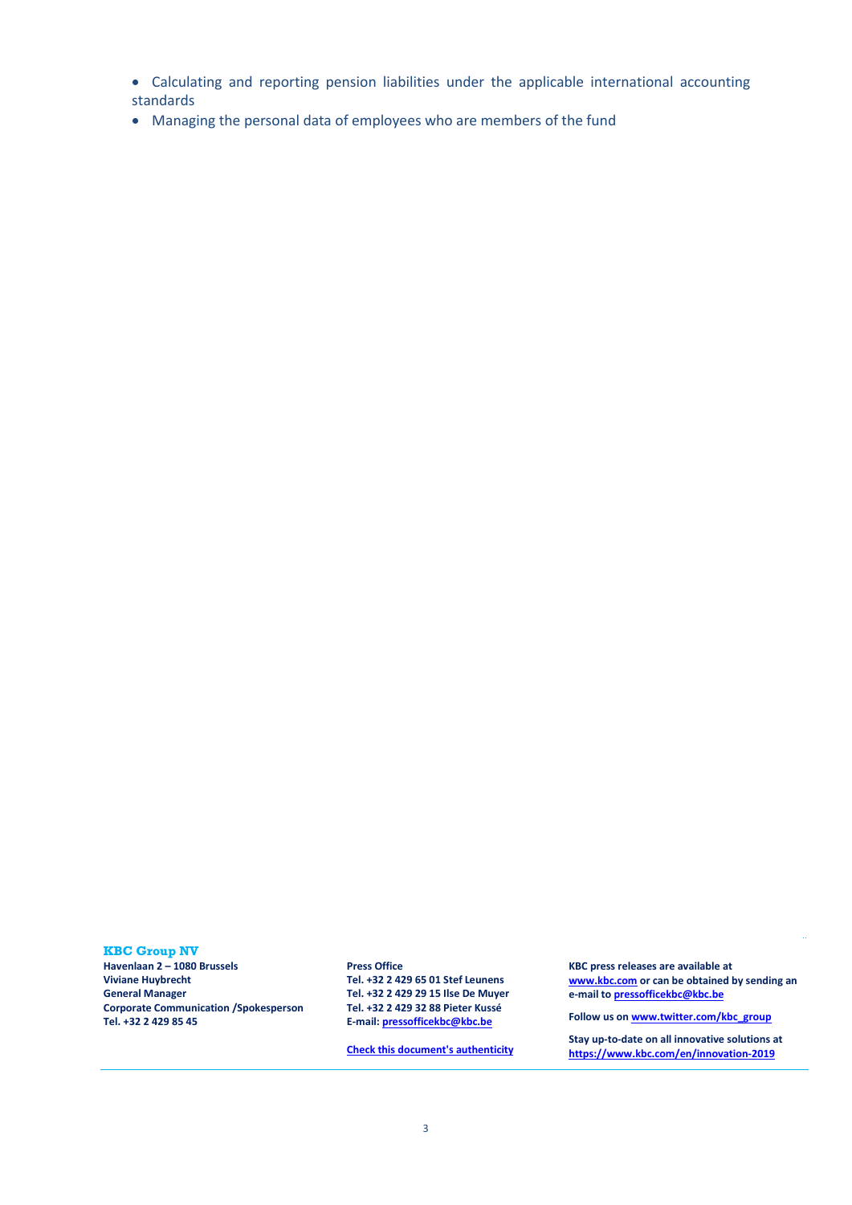- Calculating and reporting pension liabilities under the applicable international accounting standards
- Managing the personal data of employees who are members of the fund

**KBC Group NV**
**Havenlaan 2 – 1080 Brussels**
**Viviane Huybrecht**
**General Manager**
**Corporate Communication /Spokesperson**
**Tel. +32 2 429 85 45**

**Press Office**
**Tel. +32 2 429 65 01 Stef Leunens**
**Tel. +32 2 429 29 15 Ilse De Muyer**
**Tel. +32 2 429 32 88 Pieter Kussé**
**E-mail: pressofficekbc@kbc.be**

**Check this document's authenticity**

**KBC press releases are available at www.kbc.com or can be obtained by sending an e-mail to pressofficekbc@kbc.be**

**Follow us on www.twitter.com/kbc_group**

**Stay up-to-date on all innovative solutions at https://www.kbc.com/en/innovation-2019**